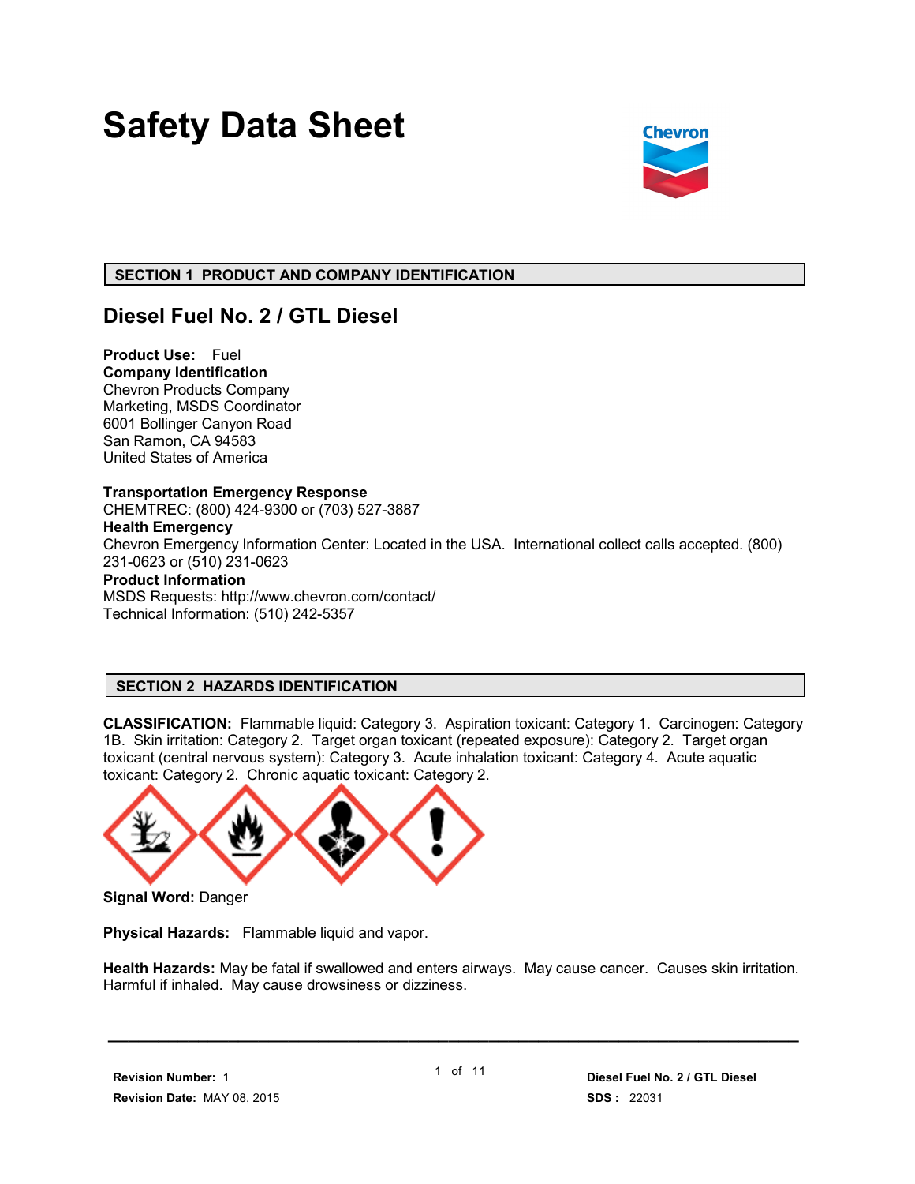# Safety Data Sheet

## SECTION 1 PRODUCT AND COMPANY IDENTIFICATION

### Diesel Fuel No. 2 / GTL Diesel

**Product Use:** Fuel

**Company Identification**
Chevron Products Company
Marketing, MSDS Coordinator
6001 Bollinger Canyon Road
San Ramon, CA 94583
United States of America

**Transportation Emergency Response**
CHEMTREC: (800) 424-9300 or (703) 527-3887

**Health Emergency**
Chevron Emergency Information Center: Located in the USA. International collect calls accepted. (800) 231-0623 or (510) 231-0623

**Product Information**
MSDS Requests: http://www.chevron.com/contact/
Technical Information: (510) 242-5357

## SECTION 2 HAZARDS IDENTIFICATION

**CLASSIFICATION:** Flammable liquid: Category 3. Aspiration toxicant: Category 1. Carcinogen: Category 1B. Skin irritation: Category 2. Target organ toxicant (repeated exposure): Category 2. Target organ toxicant (central nervous system): Category 3. Acute inhalation toxicant: Category 4. Acute aquatic toxicant: Category 2. Chronic aquatic toxicant: Category 2.

**Signal Word:** Danger

**Physical Hazards:** Flammable liquid and vapor.

**Health Hazards:** May be fatal if swallowed and enters airways. May cause cancer. Causes skin irritation. Harmful if inhaled. May cause drowsiness or dizziness.

**Revision Number:** 1
**Revision Date:** MAY 08, 2015
**SDS :** 22031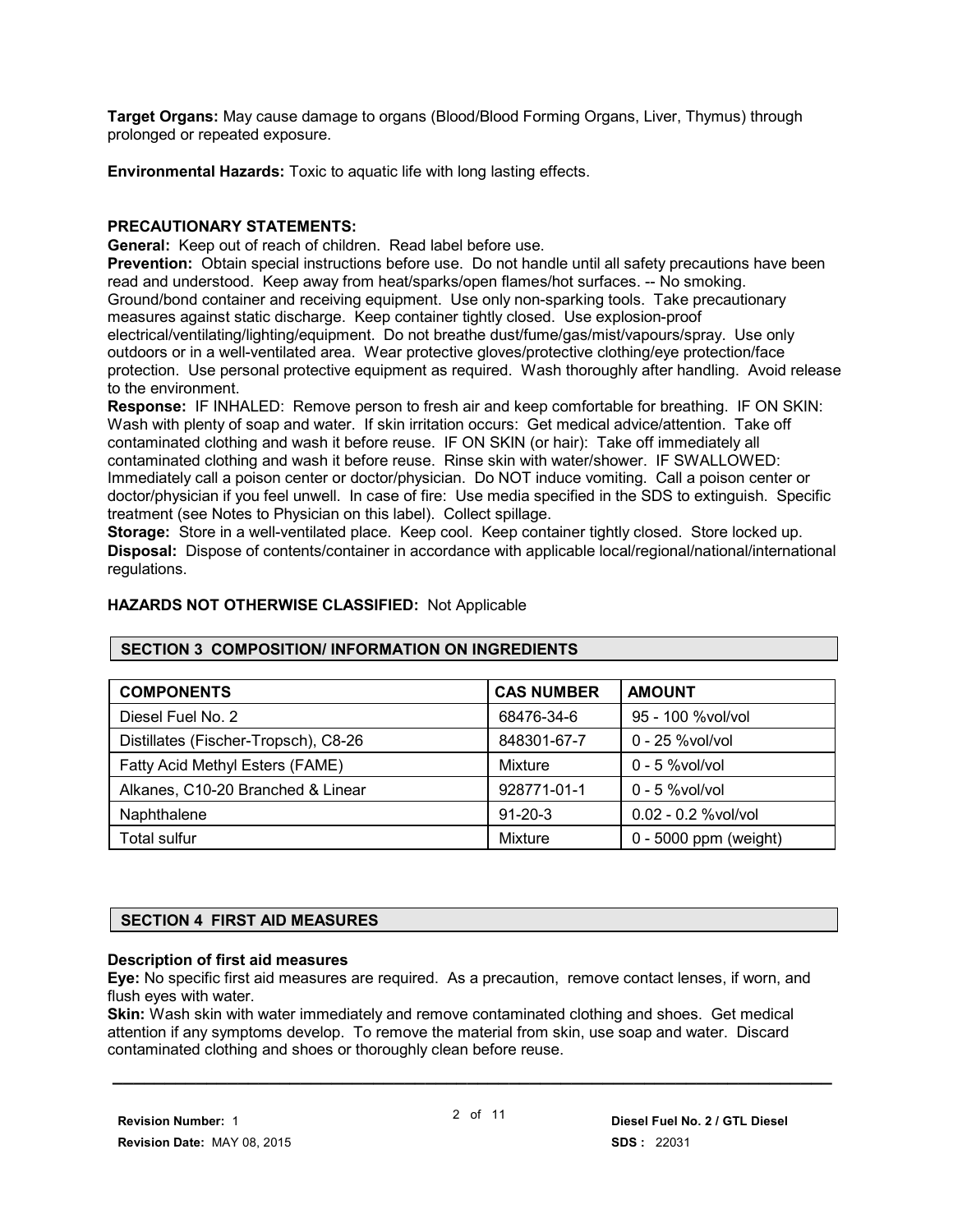**Target Organs:** May cause damage to organs (Blood/Blood Forming Organs, Liver, Thymus) through prolonged or repeated exposure.

**Environmental Hazards:** Toxic to aquatic life with long lasting effects.

**PRECAUTIONARY STATEMENTS:**

**General:** Keep out of reach of children. Read label before use.

**Prevention:** Obtain special instructions before use. Do not handle until all safety precautions have been read and understood. Keep away from heat/sparks/open flames/hot surfaces. -- No smoking. Ground/bond container and receiving equipment. Use only non-sparking tools. Take precautionary measures against static discharge. Keep container tightly closed. Use explosion-proof electrical/ventilating/lighting/equipment. Do not breathe dust/fume/gas/mist/vapours/spray. Use only outdoors or in a well-ventilated area. Wear protective gloves/protective clothing/eye protection/face protection. Use personal protective equipment as required. Wash thoroughly after handling. Avoid release to the environment.

**Response:** IF INHALED: Remove person to fresh air and keep comfortable for breathing. IF ON SKIN: Wash with plenty of soap and water. If skin irritation occurs: Get medical advice/attention. Take off contaminated clothing and wash it before reuse. IF ON SKIN (or hair): Take off immediately all contaminated clothing and wash it before reuse. Rinse skin with water/shower. IF SWALLOWED: Immediately call a poison center or doctor/physician. Do NOT induce vomiting. Call a poison center or doctor/physician if you feel unwell. In case of fire: Use media specified in the SDS to extinguish. Specific treatment (see Notes to Physician on this label). Collect spillage.

**Storage:** Store in a well-ventilated place. Keep cool. Keep container tightly closed. Store locked up.

**Disposal:** Dispose of contents/container in accordance with applicable local/regional/national/international regulations.

**HAZARDS NOT OTHERWISE CLASSIFIED:** Not Applicable

## SECTION 3 COMPOSITION/ INFORMATION ON INGREDIENTS

| COMPONENTS | CAS NUMBER | AMOUNT |
|---|---|---|
| Diesel Fuel No. 2 | 68476-34-6 | 95 - 100 %vol/vol |
| Distillates (Fischer-Tropsch), C8-26 | 848301-67-7 | 0 - 25 %vol/vol |
| Fatty Acid Methyl Esters (FAME) | Mixture | 0 - 5 %vol/vol |
| Alkanes, C10-20 Branched & Linear | 928771-01-1 | 0 - 5 %vol/vol |
| Naphthalene | 91-20-3 | 0.02 - 0.2 %vol/vol |
| Total sulfur | Mixture | 0 - 5000 ppm (weight) |

## SECTION 4 FIRST AID MEASURES

**Description of first aid measures**

**Eye:** No specific first aid measures are required. As a precaution, remove contact lenses, if worn, and flush eyes with water.

**Skin:** Wash skin with water immediately and remove contaminated clothing and shoes. Get medical attention if any symptoms develop. To remove the material from skin, use soap and water. Discard contaminated clothing and shoes or thoroughly clean before reuse.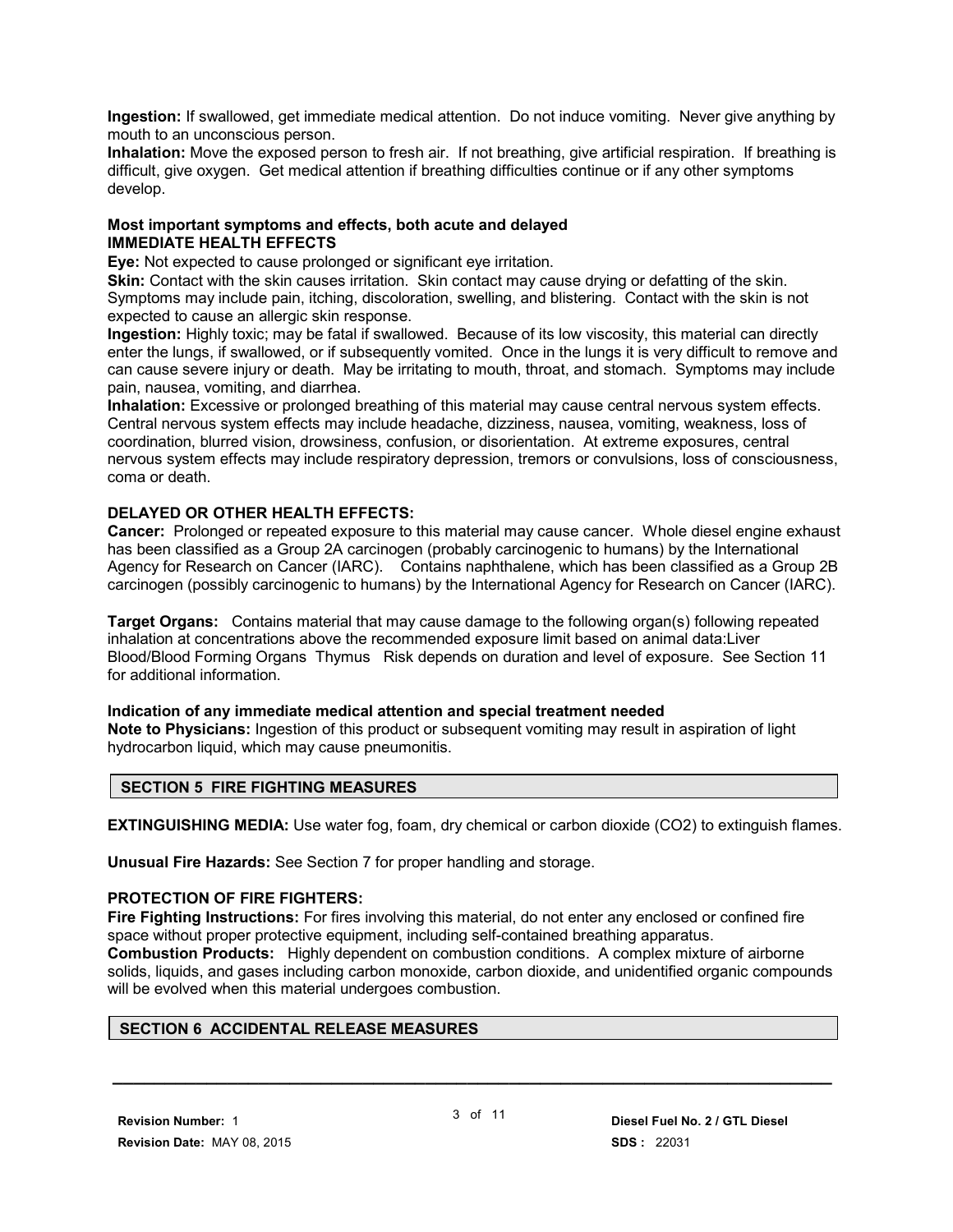**Ingestion:** If swallowed, get immediate medical attention. Do not induce vomiting. Never give anything by mouth to an unconscious person.
**Inhalation:** Move the exposed person to fresh air. If not breathing, give artificial respiration. If breathing is difficult, give oxygen. Get medical attention if breathing difficulties continue or if any other symptoms develop.

**Most important symptoms and effects, both acute and delayed**
**IMMEDIATE HEALTH EFFECTS**

**Eye:** Not expected to cause prolonged or significant eye irritation.
**Skin:** Contact with the skin causes irritation. Skin contact may cause drying or defatting of the skin. Symptoms may include pain, itching, discoloration, swelling, and blistering. Contact with the skin is not expected to cause an allergic skin response.
**Ingestion:** Highly toxic; may be fatal if swallowed. Because of its low viscosity, this material can directly enter the lungs, if swallowed, or if subsequently vomited. Once in the lungs it is very difficult to remove and can cause severe injury or death. May be irritating to mouth, throat, and stomach. Symptoms may include pain, nausea, vomiting, and diarrhea.
**Inhalation:** Excessive or prolonged breathing of this material may cause central nervous system effects. Central nervous system effects may include headache, dizziness, nausea, vomiting, weakness, loss of coordination, blurred vision, drowsiness, confusion, or disorientation. At extreme exposures, central nervous system effects may include respiratory depression, tremors or convulsions, loss of consciousness, coma or death.

**DELAYED OR OTHER HEALTH EFFECTS:**

**Cancer:** Prolonged or repeated exposure to this material may cause cancer. Whole diesel engine exhaust has been classified as a Group 2A carcinogen (probably carcinogenic to humans) by the International Agency for Research on Cancer (IARC). Contains naphthalene, which has been classified as a Group 2B carcinogen (possibly carcinogenic to humans) by the International Agency for Research on Cancer (IARC).

**Target Organs:** Contains material that may cause damage to the following organ(s) following repeated inhalation at concentrations above the recommended exposure limit based on animal data:Liver Blood/Blood Forming Organs Thymus Risk depends on duration and level of exposure. See Section 11 for additional information.

**Indication of any immediate medical attention and special treatment needed**
**Note to Physicians:** Ingestion of this product or subsequent vomiting may result in aspiration of light hydrocarbon liquid, which may cause pneumonitis.

## SECTION 5 FIRE FIGHTING MEASURES

**EXTINGUISHING MEDIA:** Use water fog, foam, dry chemical or carbon dioxide ($CO_2$) to extinguish flames.

**Unusual Fire Hazards:** See Section 7 for proper handling and storage.

**PROTECTION OF FIRE FIGHTERS:**
**Fire Fighting Instructions:** For fires involving this material, do not enter any enclosed or confined fire space without proper protective equipment, including self-contained breathing apparatus.
**Combustion Products:** Highly dependent on combustion conditions. A complex mixture of airborne solids, liquids, and gases including carbon monoxide, carbon dioxide, and unidentified organic compounds will be evolved when this material undergoes combustion.

## SECTION 6 ACCIDENTAL RELEASE MEASURES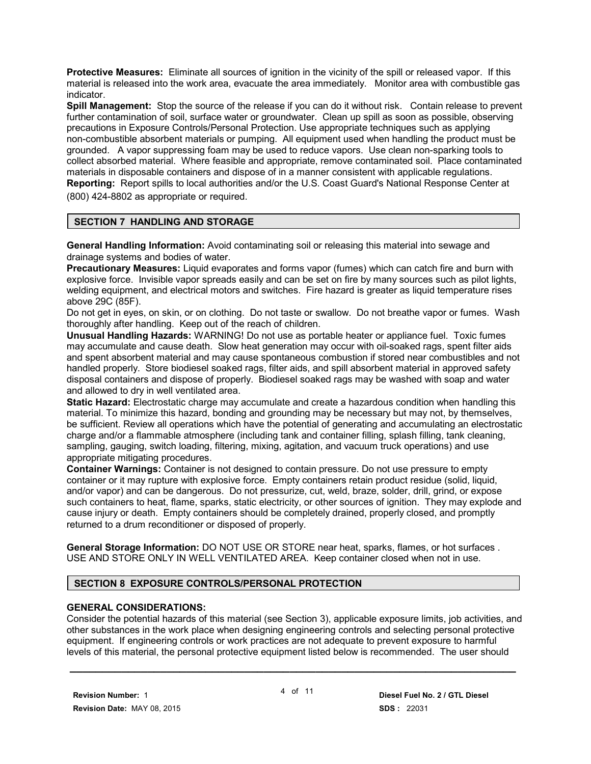**Protective Measures:** Eliminate all sources of ignition in the vicinity of the spill or released vapor. If this material is released into the work area, evacuate the area immediately. Monitor area with combustible gas indicator.

**Spill Management:** Stop the source of the release if you can do it without risk. Contain release to prevent further contamination of soil, surface water or groundwater. Clean up spill as soon as possible, observing precautions in Exposure Controls/Personal Protection. Use appropriate techniques such as applying non-combustible absorbent materials or pumping. All equipment used when handling the product must be grounded. A vapor suppressing foam may be used to reduce vapors. Use clean non-sparking tools to collect absorbed material. Where feasible and appropriate, remove contaminated soil. Place contaminated materials in disposable containers and dispose of in a manner consistent with applicable regulations.

**Reporting:** Report spills to local authorities and/or the U.S. Coast Guard's National Response Center at (800) 424-8802 as appropriate or required.

## SECTION 7 HANDLING AND STORAGE

**General Handling Information:** Avoid contaminating soil or releasing this material into sewage and drainage systems and bodies of water.

**Precautionary Measures:** Liquid evaporates and forms vapor (fumes) which can catch fire and burn with explosive force. Invisible vapor spreads easily and can be set on fire by many sources such as pilot lights, welding equipment, and electrical motors and switches. Fire hazard is greater as liquid temperature rises above 29C (85F).

Do not get in eyes, on skin, or on clothing. Do not taste or swallow. Do not breathe vapor or fumes. Wash thoroughly after handling. Keep out of the reach of children.

**Unusual Handling Hazards:** WARNING! Do not use as portable heater or appliance fuel. Toxic fumes may accumulate and cause death. Slow heat generation may occur with oil-soaked rags, spent filter aids and spent absorbent material and may cause spontaneous combustion if stored near combustibles and not handled properly. Store biodiesel soaked rags, filter aids, and spill absorbent material in approved safety disposal containers and dispose of properly. Biodiesel soaked rags may be washed with soap and water and allowed to dry in well ventilated area.

**Static Hazard:** Electrostatic charge may accumulate and create a hazardous condition when handling this material. To minimize this hazard, bonding and grounding may be necessary but may not, by themselves, be sufficient. Review all operations which have the potential of generating and accumulating an electrostatic charge and/or a flammable atmosphere (including tank and container filling, splash filling, tank cleaning, sampling, gauging, switch loading, filtering, mixing, agitation, and vacuum truck operations) and use appropriate mitigating procedures.

**Container Warnings:** Container is not designed to contain pressure. Do not use pressure to empty container or it may rupture with explosive force. Empty containers retain product residue (solid, liquid, and/or vapor) and can be dangerous. Do not pressurize, cut, weld, braze, solder, drill, grind, or expose such containers to heat, flame, sparks, static electricity, or other sources of ignition. They may explode and cause injury or death. Empty containers should be completely drained, properly closed, and promptly returned to a drum reconditioner or disposed of properly.

**General Storage Information:** DO NOT USE OR STORE near heat, sparks, flames, or hot surfaces . USE AND STORE ONLY IN WELL VENTILATED AREA. Keep container closed when not in use.

## SECTION 8 EXPOSURE CONTROLS/PERSONAL PROTECTION

**GENERAL CONSIDERATIONS:**

Consider the potential hazards of this material (see Section 3), applicable exposure limits, job activities, and other substances in the work place when designing engineering controls and selecting personal protective equipment. If engineering controls or work practices are not adequate to prevent exposure to harmful levels of this material, the personal protective equipment listed below is recommended. The user should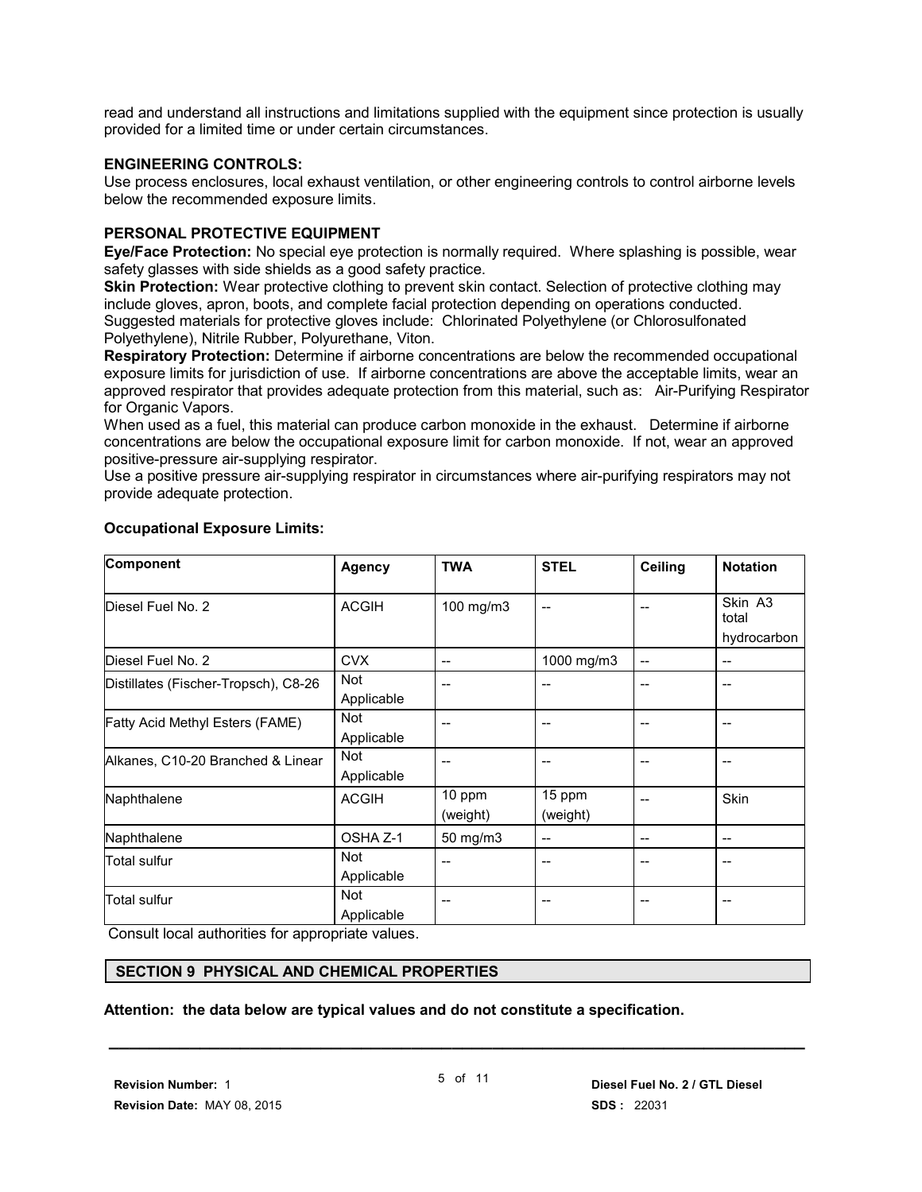read and understand all instructions and limitations supplied with the equipment since protection is usually provided for a limited time or under certain circumstances.

**ENGINEERING CONTROLS:**
Use process enclosures, local exhaust ventilation, or other engineering controls to control airborne levels below the recommended exposure limits.

**PERSONAL PROTECTIVE EQUIPMENT**
**Eye/Face Protection:** No special eye protection is normally required. Where splashing is possible, wear safety glasses with side shields as a good safety practice.
**Skin Protection:** Wear protective clothing to prevent skin contact. Selection of protective clothing may include gloves, apron, boots, and complete facial protection depending on operations conducted. Suggested materials for protective gloves include: Chlorinated Polyethylene (or Chlorosulfonated Polyethylene), Nitrile Rubber, Polyurethane, Viton.
**Respiratory Protection:** Determine if airborne concentrations are below the recommended occupational exposure limits for jurisdiction of use. If airborne concentrations are above the acceptable limits, wear an approved respirator that provides adequate protection from this material, such as: Air-Purifying Respirator for Organic Vapors.
When used as a fuel, this material can produce carbon monoxide in the exhaust. Determine if airborne concentrations are below the occupational exposure limit for carbon monoxide. If not, wear an approved positive-pressure air-supplying respirator.
Use a positive pressure air-supplying respirator in circumstances where air-purifying respirators may not provide adequate protection.

**Occupational Exposure Limits:**

| Component | Agency | TWA | STEL | Ceiling | Notation |
|---|---|---|---|---|---|
| Diesel Fuel No. 2 | ACGIH | 100 mg/m3 | -- | -- | Skin A3 total hydrocarbon |
| Diesel Fuel No. 2 | CVX | -- | 1000 mg/m3 | -- | -- |
| Distillates (Fischer-Tropsch), C8-26 | Not Applicable | -- | -- | -- | -- |
| Fatty Acid Methyl Esters (FAME) | Not Applicable | -- | -- | -- | -- |
| Alkanes, C10-20 Branched & Linear | Not Applicable | -- | -- | -- | -- |
| Naphthalene | ACGIH | 10 ppm (weight) | 15 ppm (weight) | -- | Skin |
| Naphthalene | OSHA Z-1 | 50 mg/m3 | -- | -- | -- |
| Total sulfur | Not Applicable | -- | -- | -- | -- |
| Total sulfur | Not Applicable | -- | -- | -- | -- |

Consult local authorities for appropriate values.

## SECTION 9 PHYSICAL AND CHEMICAL PROPERTIES

**Attention: the data below are typical values and do not constitute a specification.**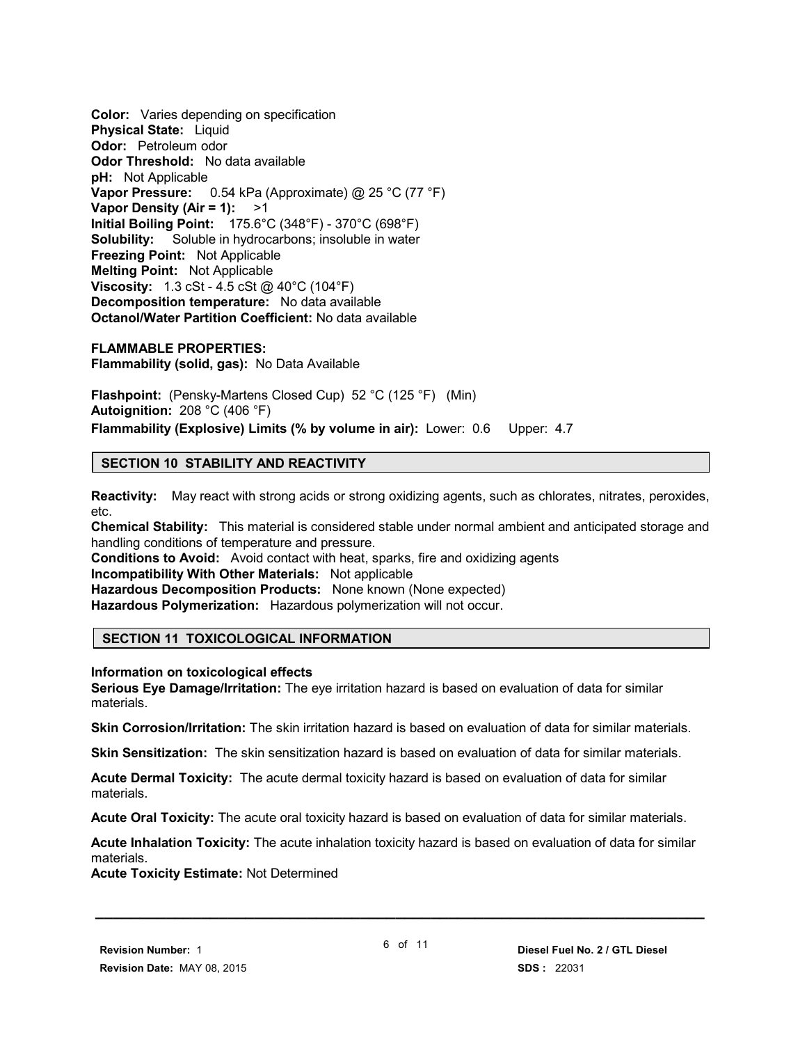**Color:** Varies depending on specification
**Physical State:** Liquid
**Odor:** Petroleum odor
**Odor Threshold:** No data available
**pH:** Not Applicable
**Vapor Pressure:** 0.54 kPa (Approximate) @ 25 °C (77 °F)
**Vapor Density (Air = 1):** >1
**Initial Boiling Point:** 175.6°C (348°F) - 370°C (698°F)
**Solubility:** Soluble in hydrocarbons; insoluble in water
**Freezing Point:** Not Applicable
**Melting Point:** Not Applicable
**Viscosity:** 1.3 cSt - 4.5 cSt @ 40°C (104°F)
**Decomposition temperature:** No data available
**Octanol/Water Partition Coefficient:** No data available

**FLAMMABLE PROPERTIES:**
**Flammability (solid, gas):** No Data Available

**Flashpoint:** (Pensky-Martens Closed Cup) 52 °C (125 °F) (Min)
**Autoignition:** 208 °C (406 °F)
**Flammability (Explosive) Limits (% by volume in air):** Lower: 0.6 Upper: 4.7

## SECTION 10 STABILITY AND REACTIVITY

**Reactivity:** May react with strong acids or strong oxidizing agents, such as chlorates, nitrates, peroxides, etc.
**Chemical Stability:** This material is considered stable under normal ambient and anticipated storage and handling conditions of temperature and pressure.
**Conditions to Avoid:** Avoid contact with heat, sparks, fire and oxidizing agents
**Incompatibility With Other Materials:** Not applicable
**Hazardous Decomposition Products:** None known (None expected)
**Hazardous Polymerization:** Hazardous polymerization will not occur.

## SECTION 11 TOXICOLOGICAL INFORMATION

**Information on toxicological effects**
**Serious Eye Damage/Irritation:** The eye irritation hazard is based on evaluation of data for similar materials.

**Skin Corrosion/Irritation:** The skin irritation hazard is based on evaluation of data for similar materials.

**Skin Sensitization:** The skin sensitization hazard is based on evaluation of data for similar materials.

**Acute Dermal Toxicity:** The acute dermal toxicity hazard is based on evaluation of data for similar materials.

**Acute Oral Toxicity:** The acute oral toxicity hazard is based on evaluation of data for similar materials.

**Acute Inhalation Toxicity:** The acute inhalation toxicity hazard is based on evaluation of data for similar materials.
**Acute Toxicity Estimate:** Not Determined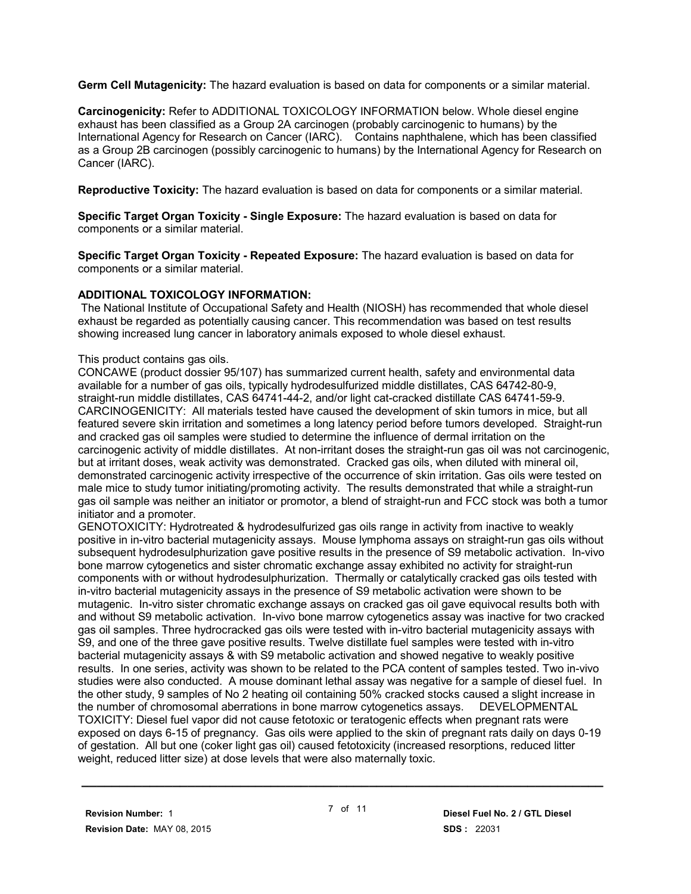**Germ Cell Mutagenicity:** The hazard evaluation is based on data for components or a similar material.

**Carcinogenicity:** Refer to ADDITIONAL TOXICOLOGY INFORMATION below. Whole diesel engine exhaust has been classified as a Group 2A carcinogen (probably carcinogenic to humans) by the International Agency for Research on Cancer (IARC). Contains naphthalene, which has been classified as a Group 2B carcinogen (possibly carcinogenic to humans) by the International Agency for Research on Cancer (IARC).

**Reproductive Toxicity:** The hazard evaluation is based on data for components or a similar material.

**Specific Target Organ Toxicity - Single Exposure:** The hazard evaluation is based on data for components or a similar material.

**Specific Target Organ Toxicity - Repeated Exposure:** The hazard evaluation is based on data for components or a similar material.

**ADDITIONAL TOXICOLOGY INFORMATION:**

The National Institute of Occupational Safety and Health (NIOSH) has recommended that whole diesel exhaust be regarded as potentially causing cancer. This recommendation was based on test results showing increased lung cancer in laboratory animals exposed to whole diesel exhaust.

This product contains gas oils.

CONCAWE (product dossier 95/107) has summarized current health, safety and environmental data available for a number of gas oils, typically hydrodesulfurized middle distillates, CAS 64742-80-9, straight-run middle distillates, CAS 64741-44-2, and/or light cat-cracked distillate CAS 64741-59-9.

CARCINOGENICITY: All materials tested have caused the development of skin tumors in mice, but all featured severe skin irritation and sometimes a long latency period before tumors developed. Straight-run and cracked gas oil samples were studied to determine the influence of dermal irritation on the carcinogenic activity of middle distillates. At non-irritant doses the straight-run gas oil was not carcinogenic, but at irritant doses, weak activity was demonstrated. Cracked gas oils, when diluted with mineral oil, demonstrated carcinogenic activity irrespective of the occurrence of skin irritation. Gas oils were tested on male mice to study tumor initiating/promoting activity. The results demonstrated that while a straight-run gas oil sample was neither an initiator or promotor, a blend of straight-run and FCC stock was both a tumor initiator and a promoter.

GENOTOXICITY: Hydrotreated & hydrodesulfurized gas oils range in activity from inactive to weakly positive in in-vitro bacterial mutagenicity assays. Mouse lymphoma assays on straight-run gas oils without subsequent hydrodesulphurization gave positive results in the presence of S9 metabolic activation. In-vivo bone marrow cytogenetics and sister chromatic exchange assay exhibited no activity for straight-run components with or without hydrodesulphurization. Thermally or catalytically cracked gas oils tested with in-vitro bacterial mutagenicity assays in the presence of S9 metabolic activation were shown to be mutagenic. In-vitro sister chromatic exchange assays on cracked gas oil gave equivocal results both with and without S9 metabolic activation. In-vivo bone marrow cytogenetics assay was inactive for two cracked gas oil samples. Three hydrocracked gas oils were tested with in-vitro bacterial mutagenicity assays with S9, and one of the three gave positive results. Twelve distillate fuel samples were tested with in-vitro bacterial mutagenicity assays & with S9 metabolic activation and showed negative to weakly positive results. In one series, activity was shown to be related to the PCA content of samples tested. Two in-vivo studies were also conducted. A mouse dominant lethal assay was negative for a sample of diesel fuel. In the other study, 9 samples of No 2 heating oil containing 50% cracked stocks caused a slight increase in the number of chromosomal aberrations in bone marrow cytogenetics assays. DEVELOPMENTAL TOXICITY: Diesel fuel vapor did not cause fetotoxic or teratogenic effects when pregnant rats were exposed on days 6-15 of pregnancy. Gas oils were applied to the skin of pregnant rats daily on days 0-19 of gestation. All but one (coker light gas oil) caused fetotoxicity (increased resorptions, reduced litter weight, reduced litter size) at dose levels that were also maternally toxic.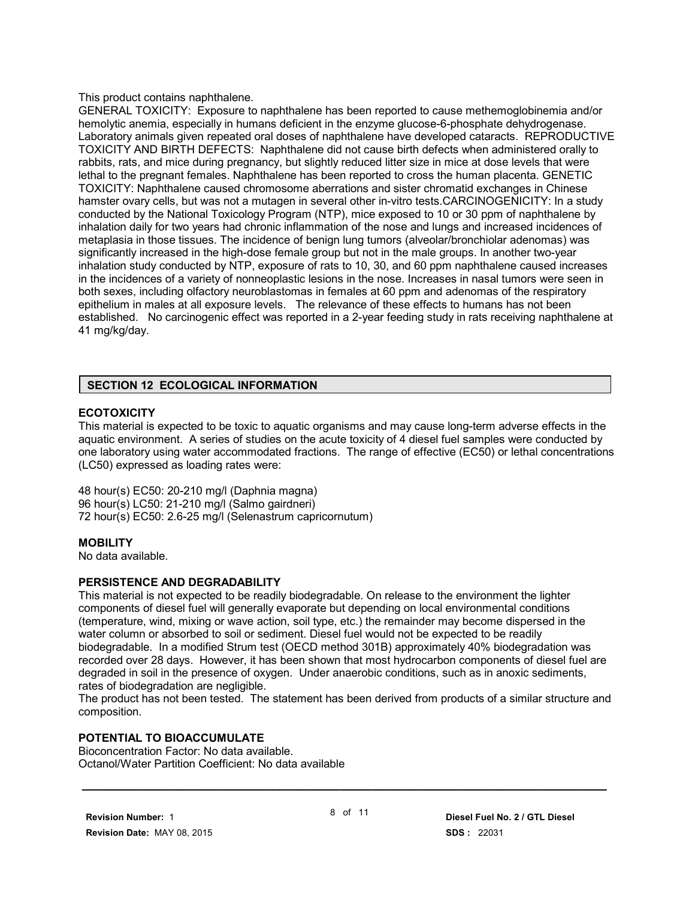This product contains naphthalene.

GENERAL TOXICITY: Exposure to naphthalene has been reported to cause methemoglobinemia and/or hemolytic anemia, especially in humans deficient in the enzyme glucose-6-phosphate dehydrogenase. Laboratory animals given repeated oral doses of naphthalene have developed cataracts. REPRODUCTIVE TOXICITY AND BIRTH DEFECTS: Naphthalene did not cause birth defects when administered orally to rabbits, rats, and mice during pregnancy, but slightly reduced litter size in mice at dose levels that were lethal to the pregnant females. Naphthalene has been reported to cross the human placenta. GENETIC TOXICITY: Naphthalene caused chromosome aberrations and sister chromatid exchanges in Chinese hamster ovary cells, but was not a mutagen in several other in-vitro tests.CARCINOGENICITY: In a study conducted by the National Toxicology Program (NTP), mice exposed to 10 or 30 ppm of naphthalene by inhalation daily for two years had chronic inflammation of the nose and lungs and increased incidences of metaplasia in those tissues. The incidence of benign lung tumors (alveolar/bronchiolar adenomas) was significantly increased in the high-dose female group but not in the male groups. In another two-year inhalation study conducted by NTP, exposure of rats to 10, 30, and 60 ppm naphthalene caused increases in the incidences of a variety of nonneoplastic lesions in the nose. Increases in nasal tumors were seen in both sexes, including olfactory neuroblastomas in females at 60 ppm and adenomas of the respiratory epithelium in males at all exposure levels. The relevance of these effects to humans has not been established. No carcinogenic effect was reported in a 2-year feeding study in rats receiving naphthalene at 41 mg/kg/day.

## SECTION 12 ECOLOGICAL INFORMATION

**ECOTOXICITY**

This material is expected to be toxic to aquatic organisms and may cause long-term adverse effects in the aquatic environment. A series of studies on the acute toxicity of 4 diesel fuel samples were conducted by one laboratory using water accommodated fractions. The range of effective (EC50) or lethal concentrations (LC50) expressed as loading rates were:

48 hour(s) EC50: 20-210 mg/l (Daphnia magna)
96 hour(s) LC50: 21-210 mg/l (Salmo gairdneri)
72 hour(s) EC50: 2.6-25 mg/l (Selenastrum capricornutum)

**MOBILITY**

No data available.

**PERSISTENCE AND DEGRADABILITY**

This material is not expected to be readily biodegradable. On release to the environment the lighter components of diesel fuel will generally evaporate but depending on local environmental conditions (temperature, wind, mixing or wave action, soil type, etc.) the remainder may become dispersed in the water column or absorbed to soil or sediment. Diesel fuel would not be expected to be readily biodegradable. In a modified Strum test (OECD method 301B) approximately 40% biodegradation was recorded over 28 days. However, it has been shown that most hydrocarbon components of diesel fuel are degraded in soil in the presence of oxygen. Under anaerobic conditions, such as in anoxic sediments, rates of biodegradation are negligible.

The product has not been tested. The statement has been derived from products of a similar structure and composition.

**POTENTIAL TO BIOACCUMULATE**

Bioconcentration Factor: No data available.
Octanol/Water Partition Coefficient: No data available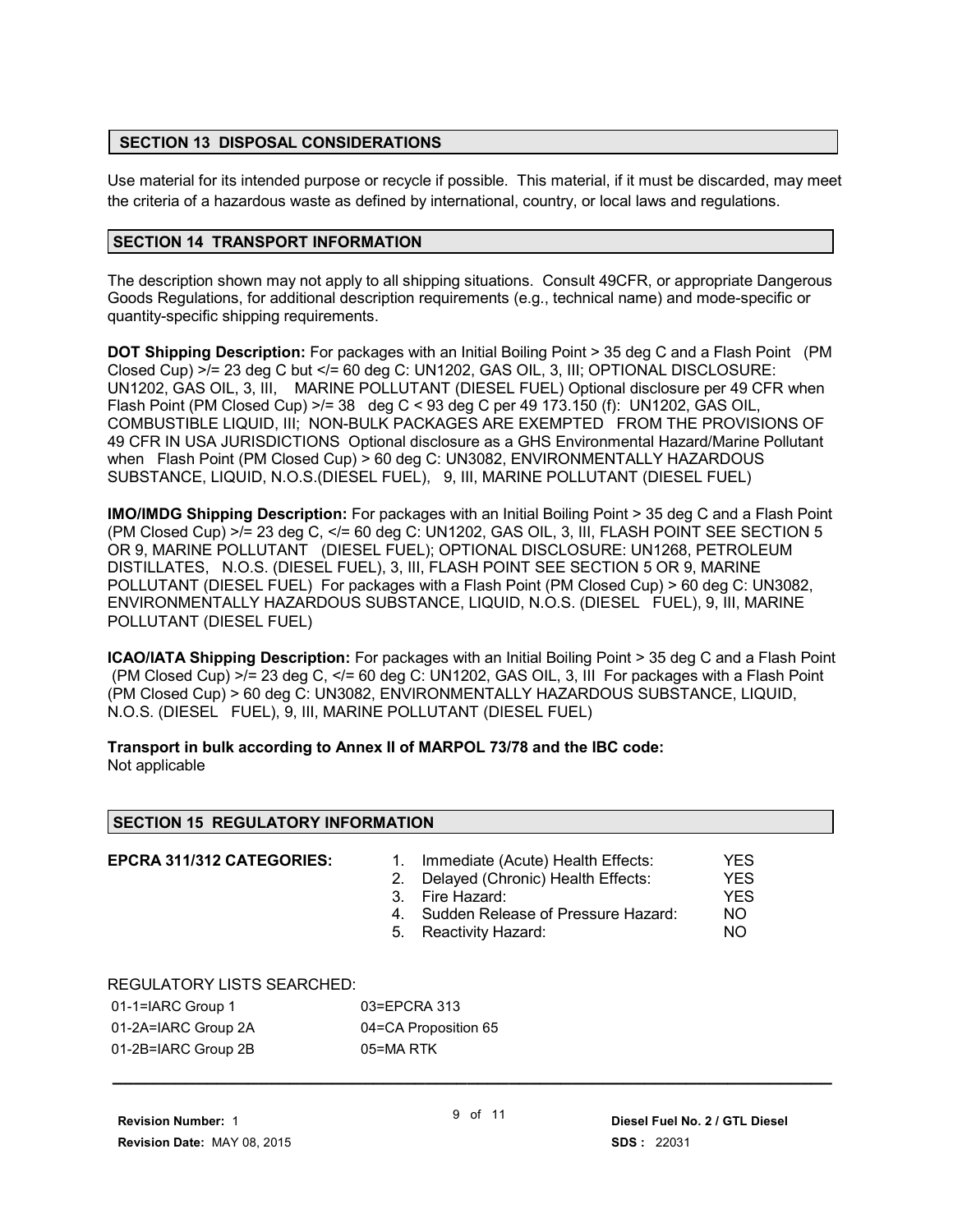## SECTION 13 DISPOSAL CONSIDERATIONS

Use material for its intended purpose or recycle if possible. This material, if it must be discarded, may meet the criteria of a hazardous waste as defined by international, country, or local laws and regulations.

## SECTION 14 TRANSPORT INFORMATION

The description shown may not apply to all shipping situations. Consult 49CFR, or appropriate Dangerous Goods Regulations, for additional description requirements (e.g., technical name) and mode-specific or quantity-specific shipping requirements.

**DOT Shipping Description:** For packages with an Initial Boiling Point > 35 deg C and a Flash Point (PM Closed Cup) >/= 23 deg C but </= 60 deg C: UN1202, GAS OIL, 3, III; OPTIONAL DISCLOSURE: UN1202, GAS OIL, 3, III, MARINE POLLUTANT (DIESEL FUEL) Optional disclosure per 49 CFR when Flash Point (PM Closed Cup) >/= 38 deg C < 93 deg C per 49 173.150 (f): UN1202, GAS OIL, COMBUSTIBLE LIQUID, III; NON-BULK PACKAGES ARE EXEMPTED FROM THE PROVISIONS OF 49 CFR IN USA JURISDICTIONS Optional disclosure as a GHS Environmental Hazard/Marine Pollutant when Flash Point (PM Closed Cup) > 60 deg C: UN3082, ENVIRONMENTALLY HAZARDOUS SUBSTANCE, LIQUID, N.O.S.(DIESEL FUEL), 9, III, MARINE POLLUTANT (DIESEL FUEL)

**IMO/IMDG Shipping Description:** For packages with an Initial Boiling Point > 35 deg C and a Flash Point (PM Closed Cup) >/= 23 deg C, </= 60 deg C: UN1202, GAS OIL, 3, III, FLASH POINT SEE SECTION 5 OR 9, MARINE POLLUTANT (DIESEL FUEL); OPTIONAL DISCLOSURE: UN1268, PETROLEUM DISTILLATES, N.O.S. (DIESEL FUEL), 3, III, FLASH POINT SEE SECTION 5 OR 9, MARINE POLLUTANT (DIESEL FUEL) For packages with a Flash Point (PM Closed Cup) > 60 deg C: UN3082, ENVIRONMENTALLY HAZARDOUS SUBSTANCE, LIQUID, N.O.S. (DIESEL FUEL), 9, III, MARINE POLLUTANT (DIESEL FUEL)

**ICAO/IATA Shipping Description:** For packages with an Initial Boiling Point > 35 deg C and a Flash Point (PM Closed Cup) >/= 23 deg C, </= 60 deg C: UN1202, GAS OIL, 3, III For packages with a Flash Point (PM Closed Cup) > 60 deg C: UN3082, ENVIRONMENTALLY HAZARDOUS SUBSTANCE, LIQUID, N.O.S. (DIESEL FUEL), 9, III, MARINE POLLUTANT (DIESEL FUEL)

**Transport in bulk according to Annex II of MARPOL 73/78 and the IBC code:**
Not applicable

## SECTION 15 REGULATORY INFORMATION

**EPCRA 311/312 CATEGORIES:**

| | | |
|---|---|---|
| 1. | Immediate (Acute) Health Effects: | YES |
| 2. | Delayed (Chronic) Health Effects: | YES |
| 3. | Fire Hazard: | YES |
| 4. | Sudden Release of Pressure Hazard: | NO |
| 5. | Reactivity Hazard: | NO |

REGULATORY LISTS SEARCHED:

| | |
|---|---|
| 01-1=IARC Group 1 | 03=EPCRA 313 |
| 01-2A=IARC Group 2A | 04=CA Proposition 65 |
| 01-2B=IARC Group 2B | 05=MA RTK |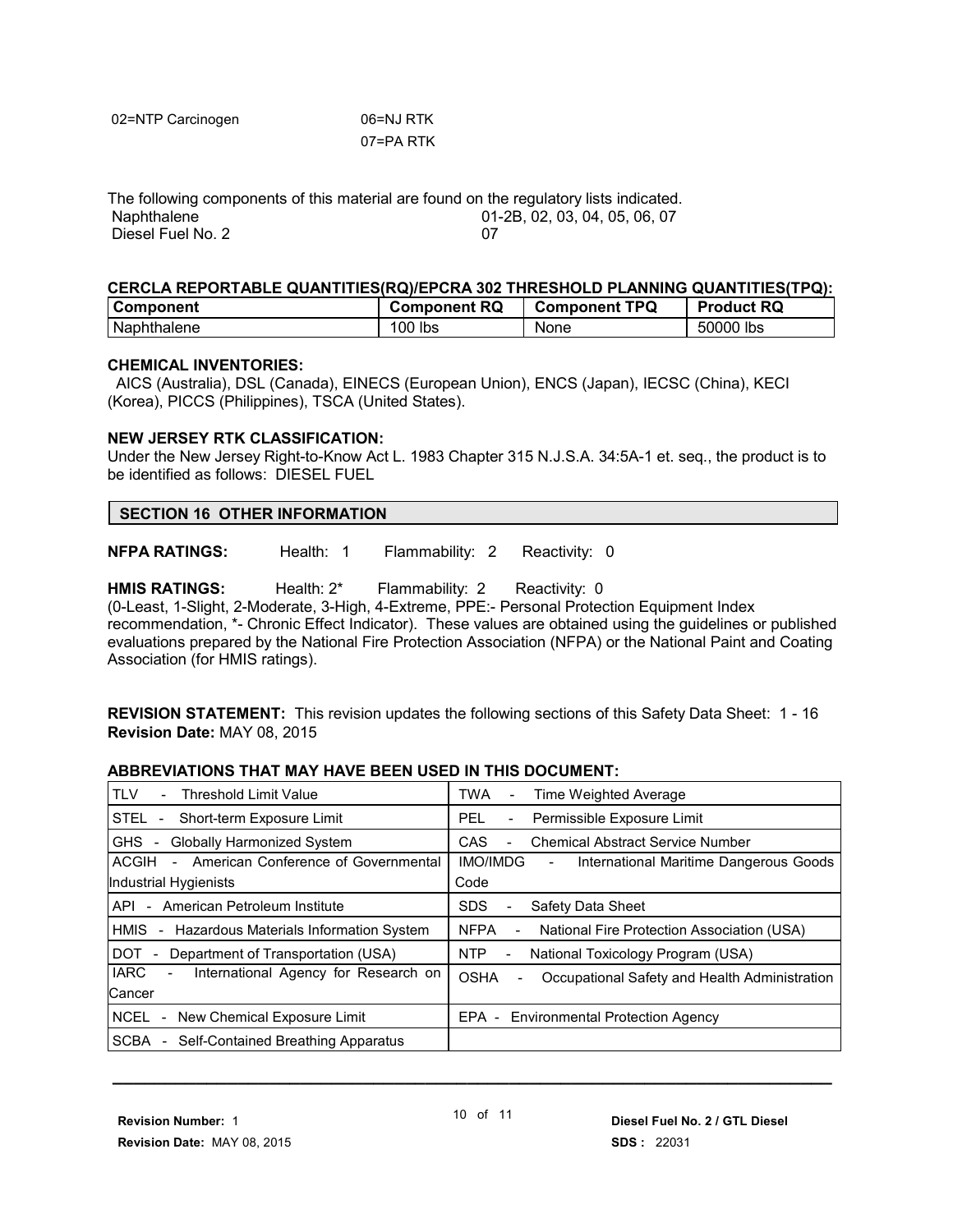02=NTP Carcinogen 06=NJ RTK

07=PA RTK

The following components of this material are found on the regulatory lists indicated.

| | |
|---|---|
| Naphthalene | 01-2B, 02, 03, 04, 05, 06, 07 |
| Diesel Fuel No. 2 | 07 |

**CERCLA REPORTABLE QUANTITIES(RQ)/EPCRA 302 THRESHOLD PLANNING QUANTITIES(TPQ):**

| Component | Component RQ | Component TPQ | Product RQ |
|---|---|---|---|
| Naphthalene | 100 lbs | None | 50000 lbs |

**CHEMICAL INVENTORIES:**

AICS (Australia), DSL (Canada), EINECS (European Union), ENCS (Japan), IECSC (China), KECI (Korea), PICCS (Philippines), TSCA (United States).

**NEW JERSEY RTK CLASSIFICATION:**

Under the New Jersey Right-to-Know Act L. 1983 Chapter 315 N.J.S.A. 34:5A-1 et. seq., the product is to be identified as follows: DIESEL FUEL

## SECTION 16 OTHER INFORMATION

**NFPA RATINGS:** Health: 1 Flammability: 2 Reactivity: 0

**HMIS RATINGS:** Health: 2* Flammability: 2 Reactivity: 0

(0-Least, 1-Slight, 2-Moderate, 3-High, 4-Extreme, PPE:- Personal Protection Equipment Index recommendation, *- Chronic Effect Indicator). These values are obtained using the guidelines or published evaluations prepared by the National Fire Protection Association (NFPA) or the National Paint and Coating Association (for HMIS ratings).

**REVISION STATEMENT:** This revision updates the following sections of this Safety Data Sheet: 1 - 16

**Revision Date:** MAY 08, 2015

**ABBREVIATIONS THAT MAY HAVE BEEN USED IN THIS DOCUMENT:**

| | |
|---|---|
| TLV - Threshold Limit Value | TWA - Time Weighted Average |
| STEL - Short-term Exposure Limit | PEL - Permissible Exposure Limit |
| GHS - Globally Harmonized System | CAS - Chemical Abstract Service Number |
| ACGIH - American Conference of Governmental Industrial Hygienists | IMO/IMDG - International Maritime Dangerous Goods Code |
| API - American Petroleum Institute | SDS - Safety Data Sheet |
| HMIS - Hazardous Materials Information System | NFPA - National Fire Protection Association (USA) |
| DOT - Department of Transportation (USA) | NTP - National Toxicology Program (USA) |
| IARC - International Agency for Research on Cancer | OSHA - Occupational Safety and Health Administration |
| NCEL - New Chemical Exposure Limit | EPA - Environmental Protection Agency |
| SCBA - Self-Contained Breathing Apparatus | |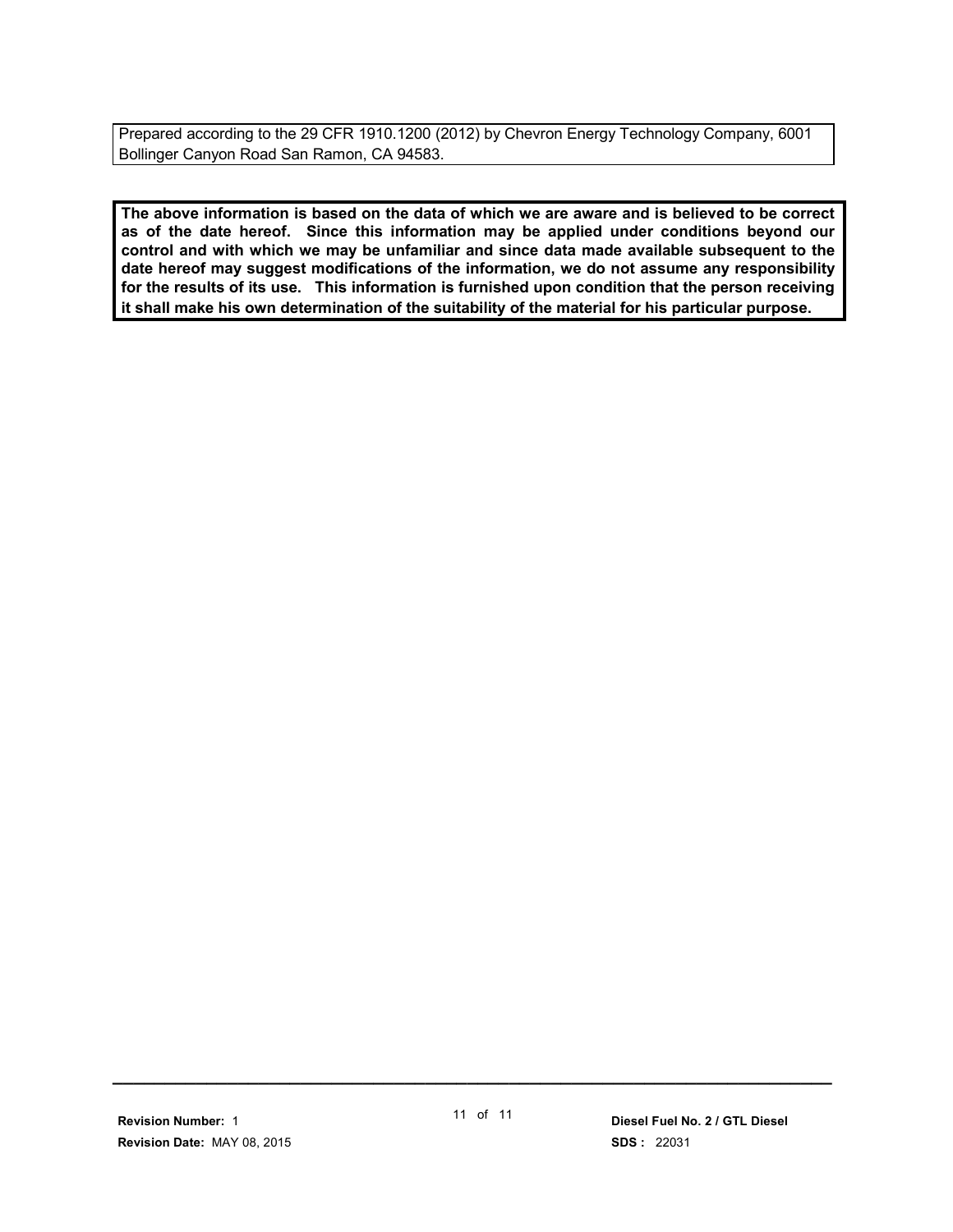Prepared according to the 29 CFR 1910.1200 (2012) by Chevron Energy Technology Company, 6001 Bollinger Canyon Road San Ramon, CA 94583.

**The above information is based on the data of which we are aware and is believed to be correct as of the date hereof. Since this information may be applied under conditions beyond our control and with which we may be unfamiliar and since data made available subsequent to the date hereof may suggest modifications of the information, we do not assume any responsibility for the results of its use. This information is furnished upon condition that the person receiving it shall make his own determination of the suitability of the material for his particular purpose.**